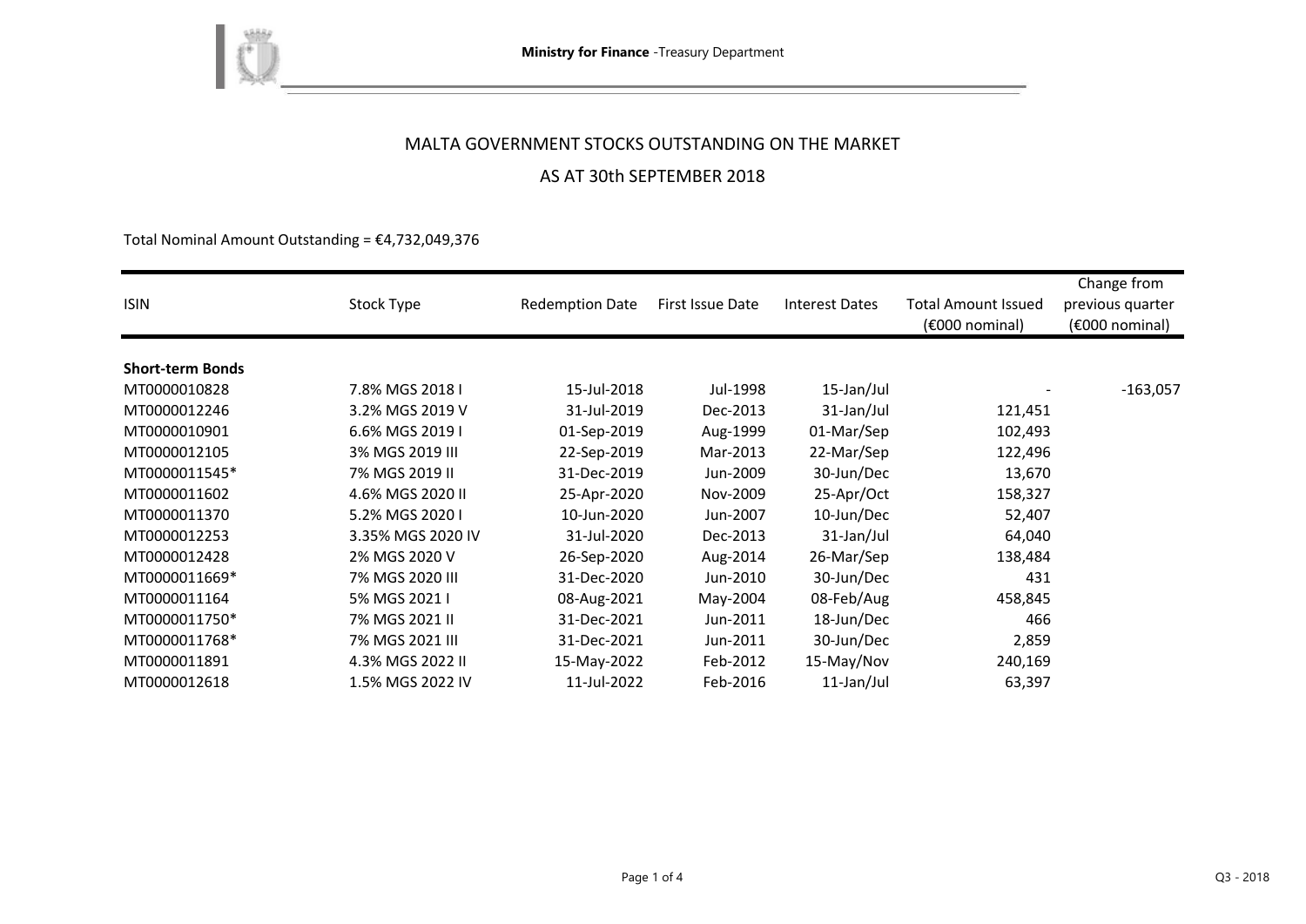Ministry for Finance -Treasury Department

# MALTA GOVERNMENT STOCKS OUTSTANDING ON THE MARKET

## AS AT 30th SEPTEMBER 2018

Total Nominal Amount Outstanding = €4,732,049,376

| ISIN | Stock Type | Redemption Date | First Issue Date | Interest Dates | Total Amount Issued (€000 nominal) | Change from previous quarter (€000 nominal) |
|---|---|---|---|---|---|---|
| **Short-term Bonds** | | | | | | |
| MT0000010828 | 7.8% MGS 2018 I | 15-Jul-2018 | Jul-1998 | 15-Jan/Jul | - | -163,057 |
| MT0000012246 | 3.2% MGS 2019 V | 31-Jul-2019 | Dec-2013 | 31-Jan/Jul | 121,451 | |
| MT0000010901 | 6.6% MGS 2019 I | 01-Sep-2019 | Aug-1999 | 01-Mar/Sep | 102,493 | |
| MT0000012105 | 3% MGS 2019 III | 22-Sep-2019 | Mar-2013 | 22-Mar/Sep | 122,496 | |
| MT0000011545* | 7% MGS 2019 II | 31-Dec-2019 | Jun-2009 | 30-Jun/Dec | 13,670 | |
| MT0000011602 | 4.6% MGS 2020 II | 25-Apr-2020 | Nov-2009 | 25-Apr/Oct | 158,327 | |
| MT0000011370 | 5.2% MGS 2020 I | 10-Jun-2020 | Jun-2007 | 10-Jun/Dec | 52,407 | |
| MT0000012253 | 3.35% MGS 2020 IV | 31-Jul-2020 | Dec-2013 | 31-Jan/Jul | 64,040 | |
| MT0000012428 | 2% MGS 2020 V | 26-Sep-2020 | Aug-2014 | 26-Mar/Sep | 138,484 | |
| MT0000011669* | 7% MGS 2020 III | 31-Dec-2020 | Jun-2010 | 30-Jun/Dec | 431 | |
| MT0000011164 | 5% MGS 2021 I | 08-Aug-2021 | May-2004 | 08-Feb/Aug | 458,845 | |
| MT0000011750* | 7% MGS 2021 II | 31-Dec-2021 | Jun-2011 | 18-Jun/Dec | 466 | |
| MT0000011768* | 7% MGS 2021 III | 31-Dec-2021 | Jun-2011 | 30-Jun/Dec | 2,859 | |
| MT0000011891 | 4.3% MGS 2022 II | 15-May-2022 | Feb-2012 | 15-May/Nov | 240,169 | |
| MT0000012618 | 1.5% MGS 2022 IV | 11-Jul-2022 | Feb-2016 | 11-Jan/Jul | 63,397 | |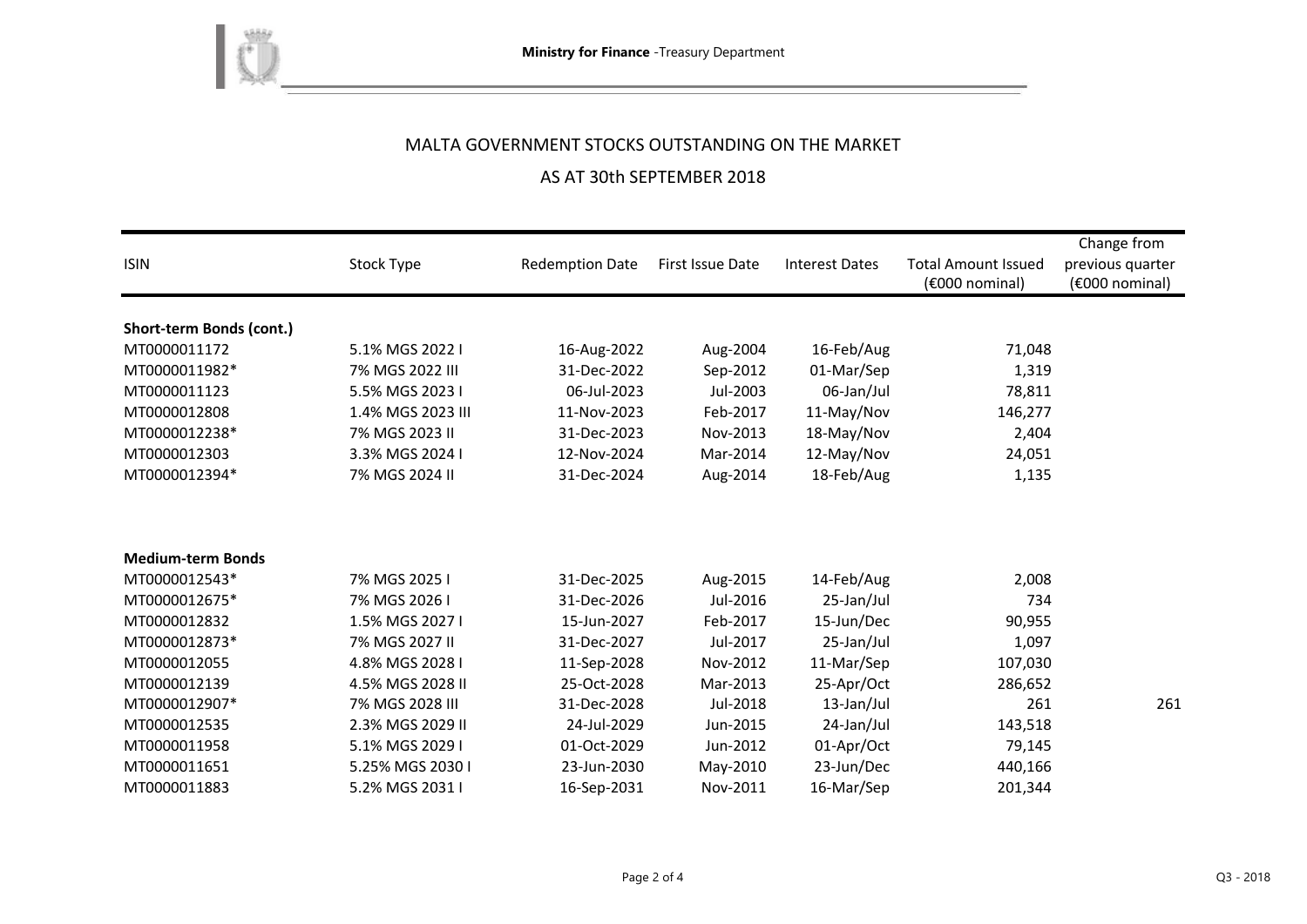## MALTA GOVERNMENT STOCKS OUTSTANDING ON THE MARKET

## AS AT 30th SEPTEMBER 2018

| ISIN | Stock Type | Redemption Date | First Issue Date | Interest Dates | Total Amount Issued (€000 nominal) | Change from previous quarter (€000 nominal) |
|---|---|---|---|---|---|---|
| **Short-term Bonds (cont.)** | | | | | | |
| MT0000011172 | 5.1% MGS 2022 I | 16-Aug-2022 | Aug-2004 | 16-Feb/Aug | 71,048 | |
| MT0000011982* | 7% MGS 2022 III | 31-Dec-2022 | Sep-2012 | 01-Mar/Sep | 1,319 | |
| MT0000011123 | 5.5% MGS 2023 I | 06-Jul-2023 | Jul-2003 | 06-Jan/Jul | 78,811 | |
| MT0000012808 | 1.4% MGS 2023 III | 11-Nov-2023 | Feb-2017 | 11-May/Nov | 146,277 | |
| MT0000012238* | 7% MGS 2023 II | 31-Dec-2023 | Nov-2013 | 18-May/Nov | 2,404 | |
| MT0000012303 | 3.3% MGS 2024 I | 12-Nov-2024 | Mar-2014 | 12-May/Nov | 24,051 | |
| MT0000012394* | 7% MGS 2024 II | 31-Dec-2024 | Aug-2014 | 18-Feb/Aug | 1,135 | |
| **Medium-term Bonds** | | | | | | |
| MT0000012543* | 7% MGS 2025 I | 31-Dec-2025 | Aug-2015 | 14-Feb/Aug | 2,008 | |
| MT0000012675* | 7% MGS 2026 I | 31-Dec-2026 | Jul-2016 | 25-Jan/Jul | 734 | |
| MT0000012832 | 1.5% MGS 2027 I | 15-Jun-2027 | Feb-2017 | 15-Jun/Dec | 90,955 | |
| MT0000012873* | 7% MGS 2027 II | 31-Dec-2027 | Jul-2017 | 25-Jan/Jul | 1,097 | |
| MT0000012055 | 4.8% MGS 2028 I | 11-Sep-2028 | Nov-2012 | 11-Mar/Sep | 107,030 | |
| MT0000012139 | 4.5% MGS 2028 II | 25-Oct-2028 | Mar-2013 | 25-Apr/Oct | 286,652 | |
| MT0000012907* | 7% MGS 2028 III | 31-Dec-2028 | Jul-2018 | 13-Jan/Jul | 261 | 261 |
| MT0000012535 | 2.3% MGS 2029 II | 24-Jul-2029 | Jun-2015 | 24-Jan/Jul | 143,518 | |
| MT0000011958 | 5.1% MGS 2029 I | 01-Oct-2029 | Jun-2012 | 01-Apr/Oct | 79,145 | |
| MT0000011651 | 5.25% MGS 2030 I | 23-Jun-2030 | May-2010 | 23-Jun/Dec | 440,166 | |
| MT0000011883 | 5.2% MGS 2031 I | 16-Sep-2031 | Nov-2011 | 16-Mar/Sep | 201,344 | |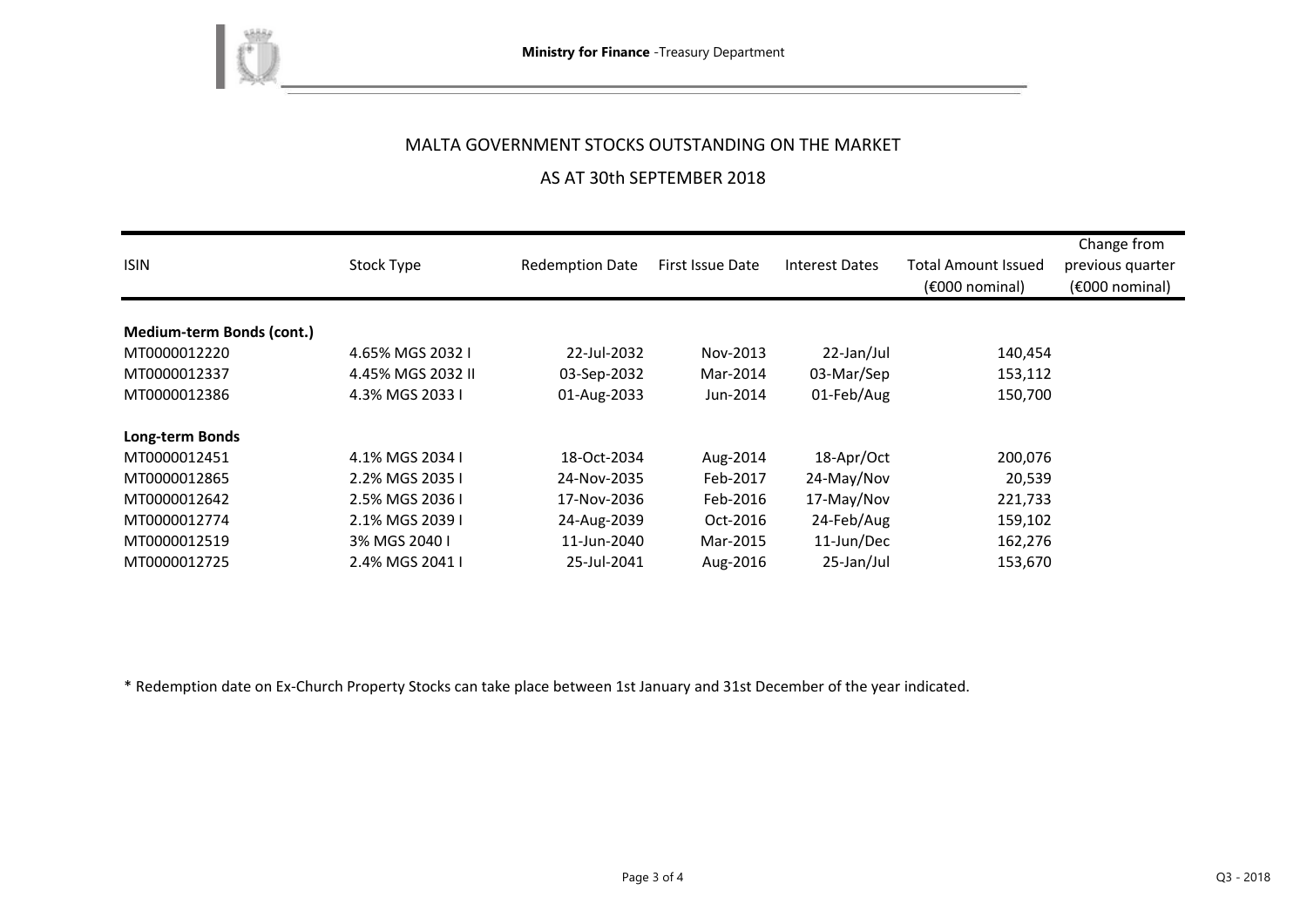## MALTA GOVERNMENT STOCKS OUTSTANDING ON THE MARKET

## AS AT 30th SEPTEMBER 2018

| ISIN | Stock Type | Redemption Date | First Issue Date | Interest Dates | Total Amount Issued (€000 nominal) | Change from previous quarter (€000 nominal) |
|---|---|---|---|---|---|---|
| **Medium-term Bonds (cont.)** | | | | | | |
| MT0000012220 | 4.65% MGS 2032 I | 22-Jul-2032 | Nov-2013 | 22-Jan/Jul | 140,454 | |
| MT0000012337 | 4.45% MGS 2032 II | 03-Sep-2032 | Mar-2014 | 03-Mar/Sep | 153,112 | |
| MT0000012386 | 4.3% MGS 2033 I | 01-Aug-2033 | Jun-2014 | 01-Feb/Aug | 150,700 | |
| **Long-term Bonds** | | | | | | |
| MT0000012451 | 4.1% MGS 2034 I | 18-Oct-2034 | Aug-2014 | 18-Apr/Oct | 200,076 | |
| MT0000012865 | 2.2% MGS 2035 I | 24-Nov-2035 | Feb-2017 | 24-May/Nov | 20,539 | |
| MT0000012642 | 2.5% MGS 2036 I | 17-Nov-2036 | Feb-2016 | 17-May/Nov | 221,733 | |
| MT0000012774 | 2.1% MGS 2039 I | 24-Aug-2039 | Oct-2016 | 24-Feb/Aug | 159,102 | |
| MT0000012519 | 3% MGS 2040 I | 11-Jun-2040 | Mar-2015 | 11-Jun/Dec | 162,276 | |
| MT0000012725 | 2.4% MGS 2041 I | 25-Jul-2041 | Aug-2016 | 25-Jan/Jul | 153,670 | |

* Redemption date on Ex-Church Property Stocks can take place between 1st January and 31st December of the year indicated.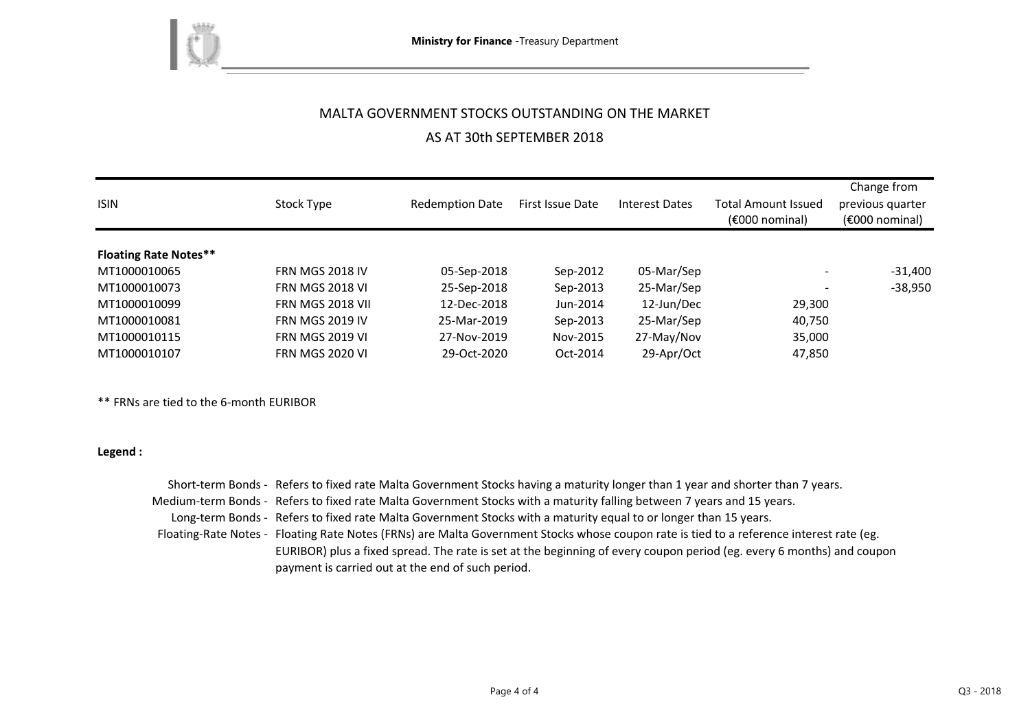# MALTA GOVERNMENT STOCKS OUTSTANDING ON THE MARKET

## AS AT 30th SEPTEMBER 2018

| ISIN | Stock Type | Redemption Date | First Issue Date | Interest Dates | Total Amount Issued (€000 nominal) | Change from previous quarter (€000 nominal) |
|---|---|---|---|---|---|---|
| **Floating Rate Notes\*\*** | | | | | | |
| MT1000010065 | FRN MGS 2018 IV | 05-Sep-2018 | Sep-2012 | 05-Mar/Sep | - | -31,400 |
| MT1000010073 | FRN MGS 2018 VI | 25-Sep-2018 | Sep-2013 | 25-Mar/Sep | - | -38,950 |
| MT1000010099 | FRN MGS 2018 VII | 12-Dec-2018 | Jun-2014 | 12-Jun/Dec | 29,300 | |
| MT1000010081 | FRN MGS 2019 IV | 25-Mar-2019 | Sep-2013 | 25-Mar/Sep | 40,750 | |
| MT1000010115 | FRN MGS 2019 VI | 27-Nov-2019 | Nov-2015 | 27-May/Nov | 35,000 | |
| MT1000010107 | FRN MGS 2020 VI | 29-Oct-2020 | Oct-2014 | 29-Apr/Oct | 47,850 | |

** FRNs are tied to the 6-month EURIBOR

**Legend :**

Short-term Bonds - Refers to fixed rate Malta Government Stocks having a maturity longer than 1 year and shorter than 7 years.

Medium-term Bonds - Refers to fixed rate Malta Government Stocks with a maturity falling between 7 years and 15 years.

Long-term Bonds - Refers to fixed rate Malta Government Stocks with a maturity equal to or longer than 15 years.

Floating-Rate Notes - Floating Rate Notes (FRNs) are Malta Government Stocks whose coupon rate is tied to a reference interest rate (eg. EURIBOR) plus a fixed spread. The rate is set at the beginning of every coupon period (eg. every 6 months) and coupon payment is carried out at the end of such period.